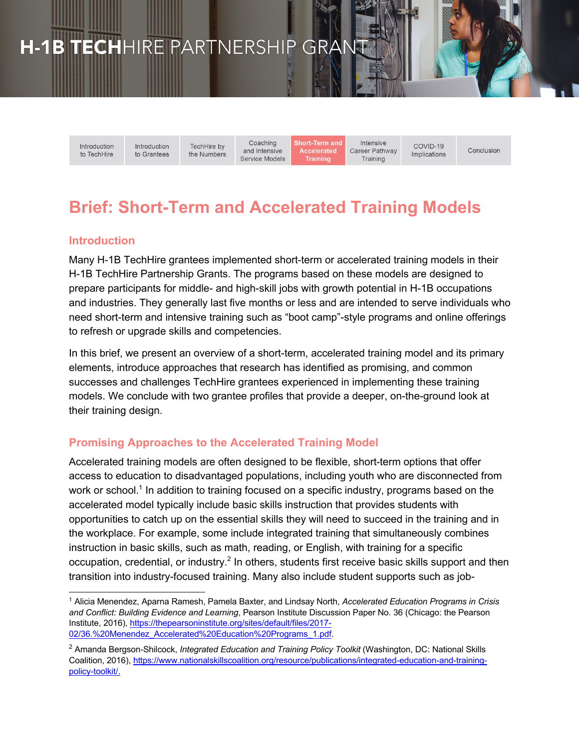# H-1B TECHHIRE PARTNERSHIP GRANT

Introduction to TechHire | Introduction to Grantees | TechHire by the Numbers | Coaching and Intensive Service Models | **Short-Term and Accelerated Training** | Intensive Career Pathway Training | COVID-19 Implications | Conclusion

## Brief: Short-Term and Accelerated Training Models

### Introduction

Many H-1B TechHire grantees implemented short-term or accelerated training models in their H-1B TechHire Partnership Grants. The programs based on these models are designed to prepare participants for middle- and high-skill jobs with growth potential in H-1B occupations and industries. They generally last five months or less and are intended to serve individuals who need short-term and intensive training such as "boot camp"-style programs and online offerings to refresh or upgrade skills and competencies.

In this brief, we present an overview of a short-term, accelerated training model and its primary elements, introduce approaches that research has identified as promising, and common successes and challenges TechHire grantees experienced in implementing these training models. We conclude with two grantee profiles that provide a deeper, on-the-ground look at their training design.

### Promising Approaches to the Accelerated Training Model

Accelerated training models are often designed to be flexible, short-term options that offer access to education to disadvantaged populations, including youth who are disconnected from work or school.[1] In addition to training focused on a specific industry, programs based on the accelerated model typically include basic skills instruction that provides students with opportunities to catch up on the essential skills they will need to succeed in the training and in the workplace. For example, some include integrated training that simultaneously combines instruction in basic skills, such as math, reading, or English, with training for a specific occupation, credential, or industry.[2] In others, students first receive basic skills support and then transition into industry-focused training. Many also include student supports such as job-

---

[1] Alicia Menendez, Aparna Ramesh, Pamela Baxter, and Lindsay North, *Accelerated Education Programs in Crisis and Conflict: Building Evidence and Learning*, Pearson Institute Discussion Paper No. 36 (Chicago: the Pearson Institute, 2016), https://thepearsoninstitute.org/sites/default/files/2017-02/36.%20Menendez_Accelerated%20Education%20Programs_1.pdf.

[2] Amanda Bergson-Shilcock, *Integrated Education and Training Policy Toolkit* (Washington, DC: National Skills Coalition, 2016), https://www.nationalskillscoalition.org/resource/publications/integrated-education-and-training-policy-toolkit/.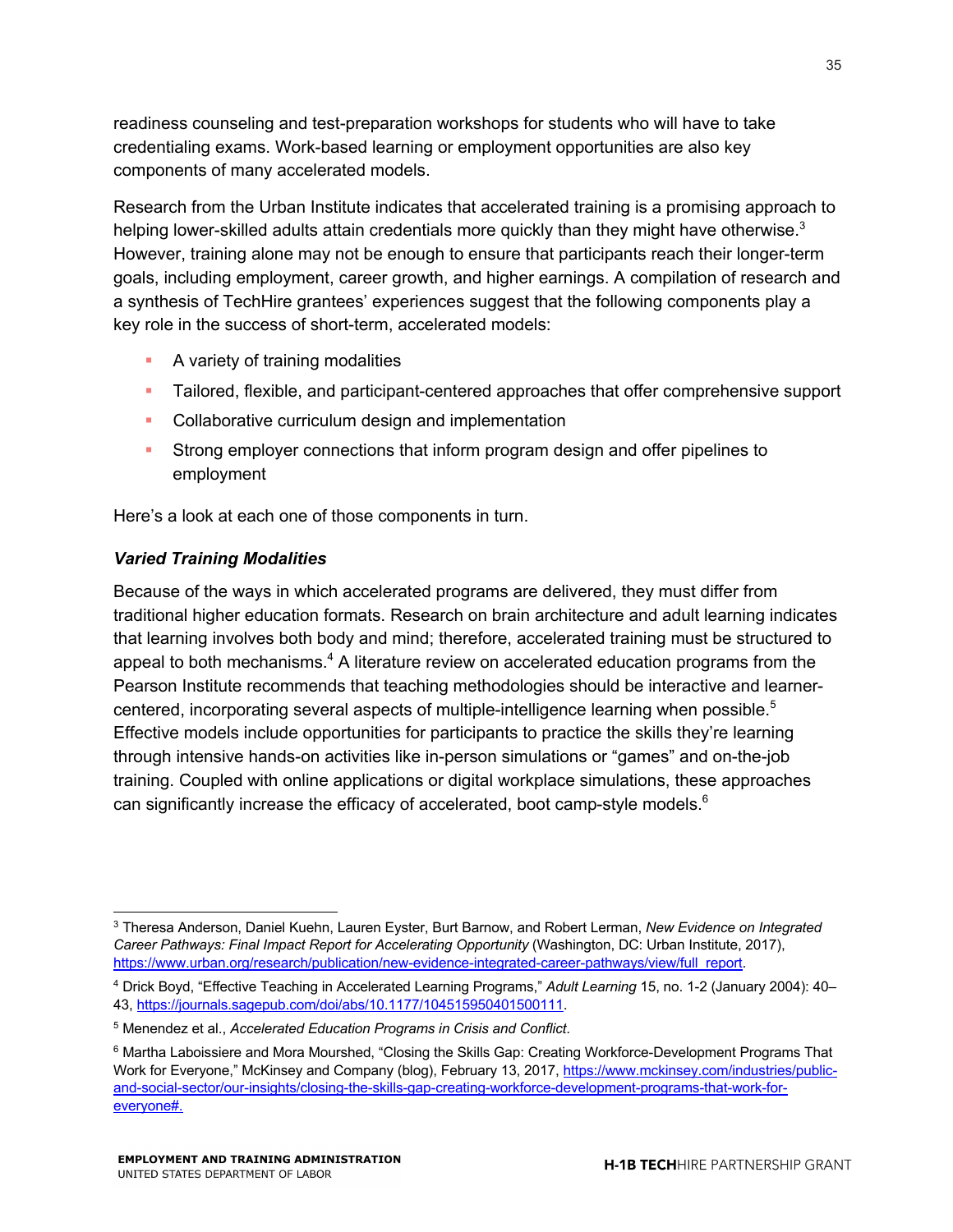readiness counseling and test-preparation workshops for students who will have to take credentialing exams. Work-based learning or employment opportunities are also key components of many accelerated models.

Research from the Urban Institute indicates that accelerated training is a promising approach to helping lower-skilled adults attain credentials more quickly than they might have otherwise.[3] However, training alone may not be enough to ensure that participants reach their longer-term goals, including employment, career growth, and higher earnings. A compilation of research and a synthesis of TechHire grantees' experiences suggest that the following components play a key role in the success of short-term, accelerated models:

- A variety of training modalities
- Tailored, flexible, and participant-centered approaches that offer comprehensive support
- Collaborative curriculum design and implementation
- Strong employer connections that inform program design and offer pipelines to employment

Here's a look at each one of those components in turn.

### *Varied Training Modalities*

Because of the ways in which accelerated programs are delivered, they must differ from traditional higher education formats. Research on brain architecture and adult learning indicates that learning involves both body and mind; therefore, accelerated training must be structured to appeal to both mechanisms.[4] A literature review on accelerated education programs from the Pearson Institute recommends that teaching methodologies should be interactive and learner-centered, incorporating several aspects of multiple-intelligence learning when possible.[5] Effective models include opportunities for participants to practice the skills they're learning through intensive hands-on activities like in-person simulations or "games" and on-the-job training. Coupled with online applications or digital workplace simulations, these approaches can significantly increase the efficacy of accelerated, boot camp-style models.[6]

---

[3] Theresa Anderson, Daniel Kuehn, Lauren Eyster, Burt Barnow, and Robert Lerman, *New Evidence on Integrated Career Pathways: Final Impact Report for Accelerating Opportunity* (Washington, DC: Urban Institute, 2017), https://www.urban.org/research/publication/new-evidence-integrated-career-pathways/view/full_report.

[4] Drick Boyd, "Effective Teaching in Accelerated Learning Programs," *Adult Learning* 15, no. 1-2 (January 2004): 40–43, https://journals.sagepub.com/doi/abs/10.1177/104515950401500111.

[5] Menendez et al., *Accelerated Education Programs in Crisis and Conflict*.

[6] Martha Laboissiere and Mora Mourshed, "Closing the Skills Gap: Creating Workforce-Development Programs That Work for Everyone," McKinsey and Company (blog), February 13, 2017, https://www.mckinsey.com/industries/public-and-social-sector/our-insights/closing-the-skills-gap-creating-workforce-development-programs-that-work-for-everyone#.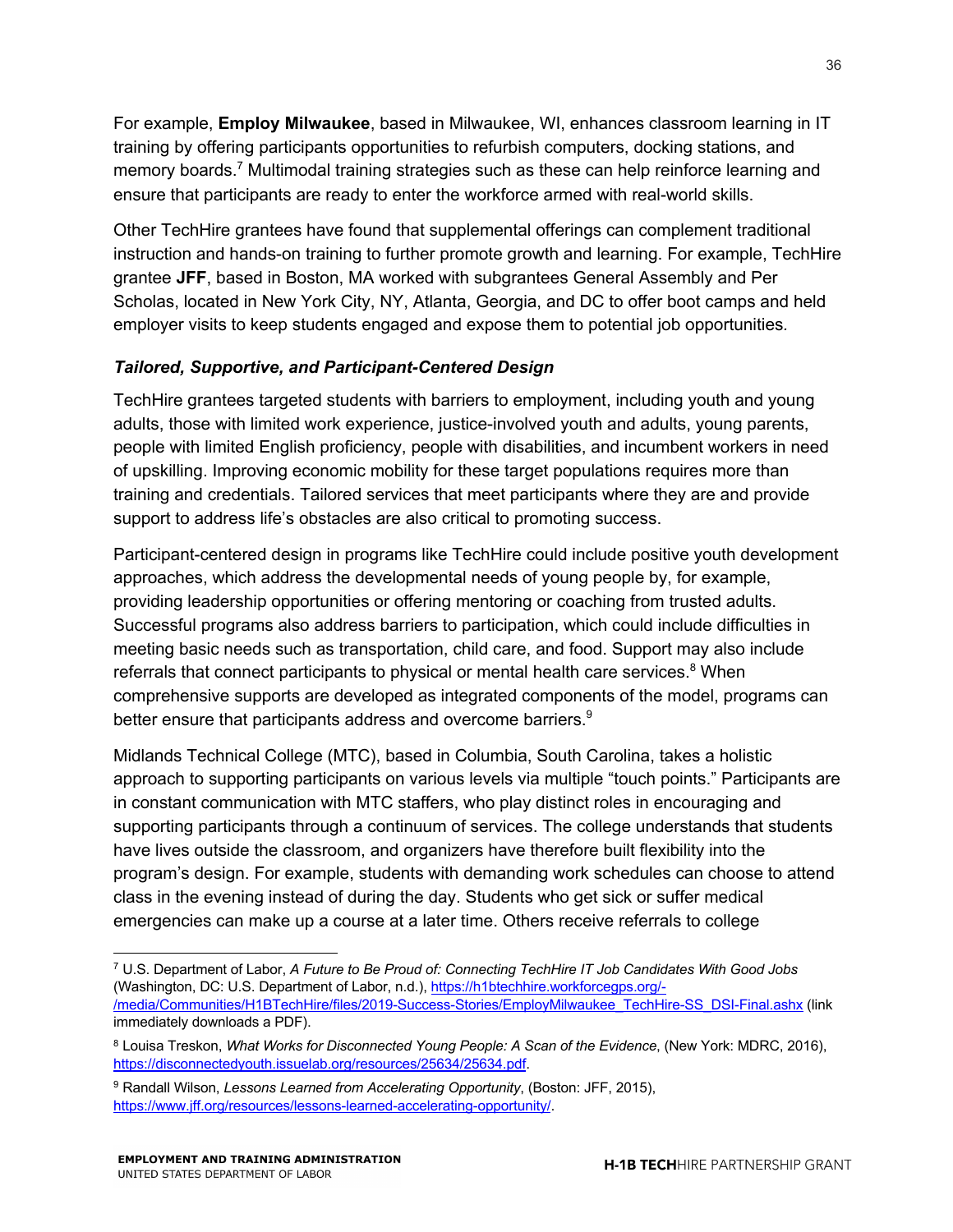For example, **Employ Milwaukee**, based in Milwaukee, WI, enhances classroom learning in IT training by offering participants opportunities to refurbish computers, docking stations, and memory boards.[7] Multimodal training strategies such as these can help reinforce learning and ensure that participants are ready to enter the workforce armed with real-world skills.

Other TechHire grantees have found that supplemental offerings can complement traditional instruction and hands-on training to further promote growth and learning. For example, TechHire grantee **JFF**, based in Boston, MA worked with subgrantees General Assembly and Per Scholas, located in New York City, NY, Atlanta, Georgia, and DC to offer boot camps and held employer visits to keep students engaged and expose them to potential job opportunities.

### *Tailored, Supportive, and Participant-Centered Design*

TechHire grantees targeted students with barriers to employment, including youth and young adults, those with limited work experience, justice-involved youth and adults, young parents, people with limited English proficiency, people with disabilities, and incumbent workers in need of upskilling. Improving economic mobility for these target populations requires more than training and credentials. Tailored services that meet participants where they are and provide support to address life's obstacles are also critical to promoting success.

Participant-centered design in programs like TechHire could include positive youth development approaches, which address the developmental needs of young people by, for example, providing leadership opportunities or offering mentoring or coaching from trusted adults. Successful programs also address barriers to participation, which could include difficulties in meeting basic needs such as transportation, child care, and food. Support may also include referrals that connect participants to physical or mental health care services.[8] When comprehensive supports are developed as integrated components of the model, programs can better ensure that participants address and overcome barriers.[9]

Midlands Technical College (MTC), based in Columbia, South Carolina, takes a holistic approach to supporting participants on various levels via multiple "touch points." Participants are in constant communication with MTC staffers, who play distinct roles in encouraging and supporting participants through a continuum of services. The college understands that students have lives outside the classroom, and organizers have therefore built flexibility into the program's design. For example, students with demanding work schedules can choose to attend class in the evening instead of during the day. Students who get sick or suffer medical emergencies can make up a course at a later time. Others receive referrals to college

---

[7] U.S. Department of Labor, *A Future to Be Proud of: Connecting TechHire IT Job Candidates With Good Jobs* (Washington, DC: U.S. Department of Labor, n.d.), https://h1btechhire.workforcegps.org/-/media/Communities/H1BTechHire/files/2019-Success-Stories/EmployMilwaukee_TechHire-SS_DSI-Final.ashx (link immediately downloads a PDF).

[8] Louisa Treskon, *What Works for Disconnected Young People: A Scan of the Evidence*, (New York: MDRC, 2016), https://disconnectedyouth.issuelab.org/resources/25634/25634.pdf.

[9] Randall Wilson, *Lessons Learned from Accelerating Opportunity*, (Boston: JFF, 2015), https://www.jff.org/resources/lessons-learned-accelerating-opportunity/.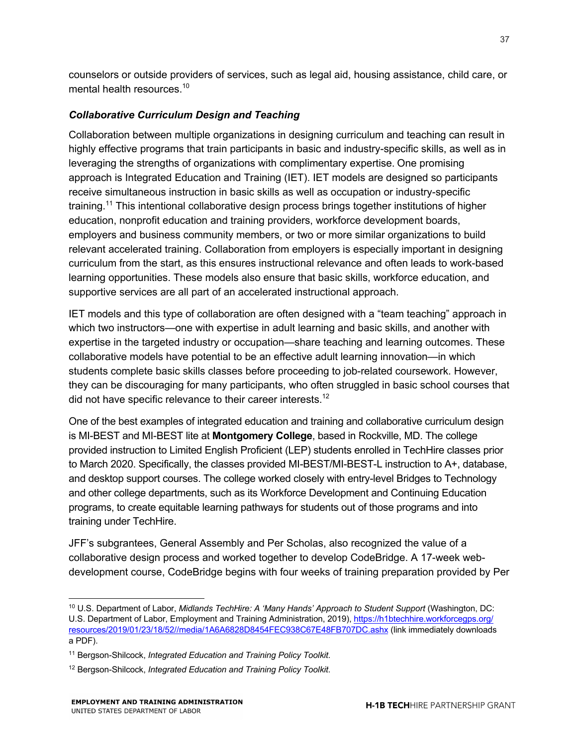counselors or outside providers of services, such as legal aid, housing assistance, child care, or mental health resources.[10]

***Collaborative Curriculum Design and Teaching***

Collaboration between multiple organizations in designing curriculum and teaching can result in highly effective programs that train participants in basic and industry-specific skills, as well as in leveraging the strengths of organizations with complimentary expertise. One promising approach is Integrated Education and Training (IET). IET models are designed so participants receive simultaneous instruction in basic skills as well as occupation or industry-specific training.[11] This intentional collaborative design process brings together institutions of higher education, nonprofit education and training providers, workforce development boards, employers and business community members, or two or more similar organizations to build relevant accelerated training. Collaboration from employers is especially important in designing curriculum from the start, as this ensures instructional relevance and often leads to work-based learning opportunities. These models also ensure that basic skills, workforce education, and supportive services are all part of an accelerated instructional approach.

IET models and this type of collaboration are often designed with a "team teaching" approach in which two instructors—one with expertise in adult learning and basic skills, and another with expertise in the targeted industry or occupation—share teaching and learning outcomes. These collaborative models have potential to be an effective adult learning innovation—in which students complete basic skills classes before proceeding to job-related coursework. However, they can be discouraging for many participants, who often struggled in basic school courses that did not have specific relevance to their career interests.[12]

One of the best examples of integrated education and training and collaborative curriculum design is MI-BEST and MI-BEST lite at **Montgomery College**, based in Rockville, MD. The college provided instruction to Limited English Proficient (LEP) students enrolled in TechHire classes prior to March 2020. Specifically, the classes provided MI-BEST/MI-BEST-L instruction to A+, database, and desktop support courses. The college worked closely with entry-level Bridges to Technology and other college departments, such as its Workforce Development and Continuing Education programs, to create equitable learning pathways for students out of those programs and into training under TechHire.

JFF's subgrantees, General Assembly and Per Scholas, also recognized the value of a collaborative design process and worked together to develop CodeBridge. A 17-week web-development course, CodeBridge begins with four weeks of training preparation provided by Per

---

[10] U.S. Department of Labor, *Midlands TechHire: A 'Many Hands' Approach to Student Support* (Washington, DC: U.S. Department of Labor, Employment and Training Administration, 2019), https://h1btechhire.workforcegps.org/resources/2019/01/23/18/52//media/1A6A828D8454FEC938C67E48FB707DC.ashx (link immediately downloads a PDF).

[11] Bergson-Shilcock, *Integrated Education and Training Policy Toolkit*.

[12] Bergson-Shilcock, *Integrated Education and Training Policy Toolkit*.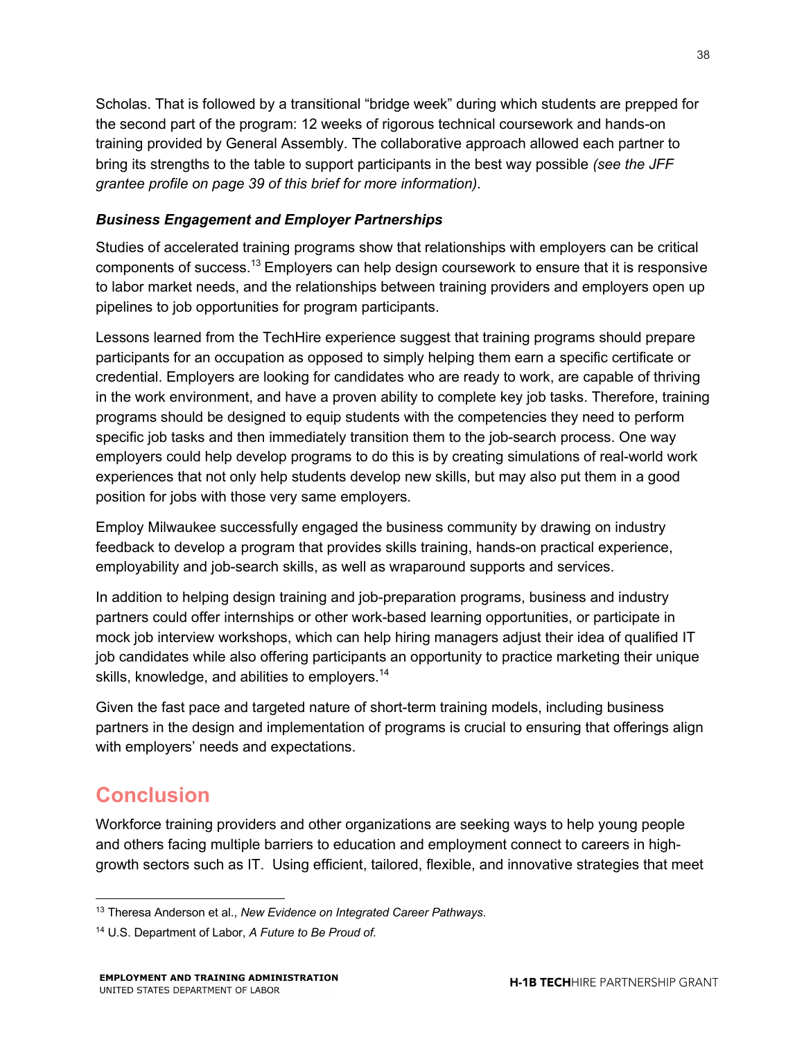Scholas. That is followed by a transitional "bridge week" during which students are prepped for the second part of the program: 12 weeks of rigorous technical coursework and hands-on training provided by General Assembly. The collaborative approach allowed each partner to bring its strengths to the table to support participants in the best way possible *(see the JFF grantee profile on page 39 of this brief for more information)*.

***Business Engagement and Employer Partnerships***

Studies of accelerated training programs show that relationships with employers can be critical components of success.[13] Employers can help design coursework to ensure that it is responsive to labor market needs, and the relationships between training providers and employers open up pipelines to job opportunities for program participants.

Lessons learned from the TechHire experience suggest that training programs should prepare participants for an occupation as opposed to simply helping them earn a specific certificate or credential. Employers are looking for candidates who are ready to work, are capable of thriving in the work environment, and have a proven ability to complete key job tasks. Therefore, training programs should be designed to equip students with the competencies they need to perform specific job tasks and then immediately transition them to the job-search process. One way employers could help develop programs to do this is by creating simulations of real-world work experiences that not only help students develop new skills, but may also put them in a good position for jobs with those very same employers.

Employ Milwaukee successfully engaged the business community by drawing on industry feedback to develop a program that provides skills training, hands-on practical experience, employability and job-search skills, as well as wraparound supports and services.

In addition to helping design training and job-preparation programs, business and industry partners could offer internships or other work-based learning opportunities, or participate in mock job interview workshops, which can help hiring managers adjust their idea of qualified IT job candidates while also offering participants an opportunity to practice marketing their unique skills, knowledge, and abilities to employers.[14]

Given the fast pace and targeted nature of short-term training models, including business partners in the design and implementation of programs is crucial to ensuring that offerings align with employers' needs and expectations.

## Conclusion

Workforce training providers and other organizations are seeking ways to help young people and others facing multiple barriers to education and employment connect to careers in high-growth sectors such as IT. Using efficient, tailored, flexible, and innovative strategies that meet

---

[13] Theresa Anderson et al., *New Evidence on Integrated Career Pathways.*

[14] U.S. Department of Labor, *A Future to Be Proud of.*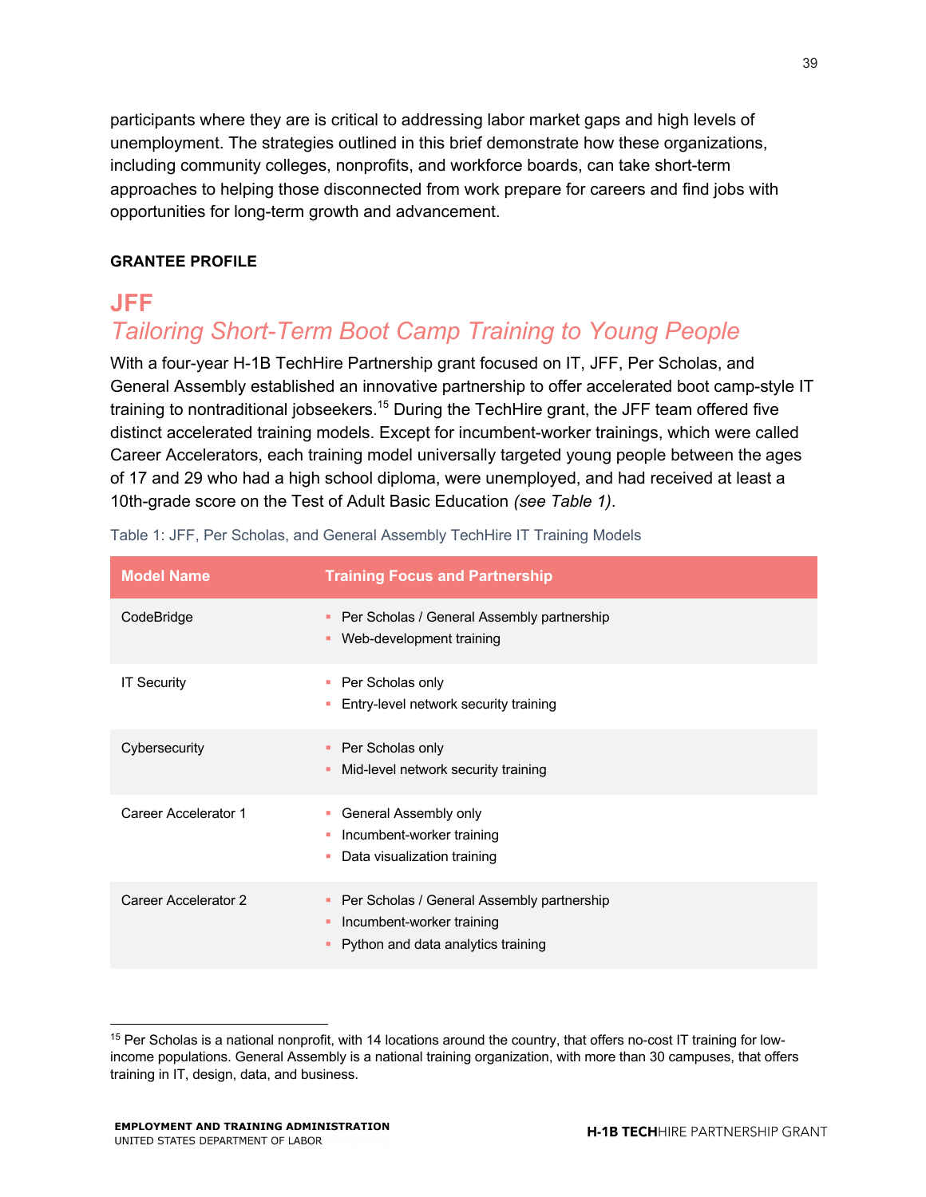participants where they are is critical to addressing labor market gaps and high levels of unemployment. The strategies outlined in this brief demonstrate how these organizations, including community colleges, nonprofits, and workforce boards, can take short-term approaches to helping those disconnected from work prepare for careers and find jobs with opportunities for long-term growth and advancement.

**GRANTEE PROFILE**

## JFF

### *Tailoring Short-Term Boot Camp Training to Young People*

With a four-year H-1B TechHire Partnership grant focused on IT, JFF, Per Scholas, and General Assembly established an innovative partnership to offer accelerated boot camp-style IT training to nontraditional jobseekers.[15] During the TechHire grant, the JFF team offered five distinct accelerated training models. Except for incumbent-worker trainings, which were called Career Accelerators, each training model universally targeted young people between the ages of 17 and 29 who had a high school diploma, were unemployed, and had received at least a 10th-grade score on the Test of Adult Basic Education *(see Table 1)*.

Table 1: JFF, Per Scholas, and General Assembly TechHire IT Training Models

| Model Name | Training Focus and Partnership |
| --- | --- |
| CodeBridge | ▪ Per Scholas / General Assembly partnership<br>▪ Web-development training |
| IT Security | ▪ Per Scholas only<br>▪ Entry-level network security training |
| Cybersecurity | ▪ Per Scholas only<br>▪ Mid-level network security training |
| Career Accelerator 1 | ▪ General Assembly only<br>▪ Incumbent-worker training<br>▪ Data visualization training |
| Career Accelerator 2 | ▪ Per Scholas / General Assembly partnership<br>▪ Incumbent-worker training<br>▪ Python and data analytics training |

[15] Per Scholas is a national nonprofit, with 14 locations around the country, that offers no-cost IT training for low-income populations. General Assembly is a national training organization, with more than 30 campuses, that offers training in IT, design, data, and business.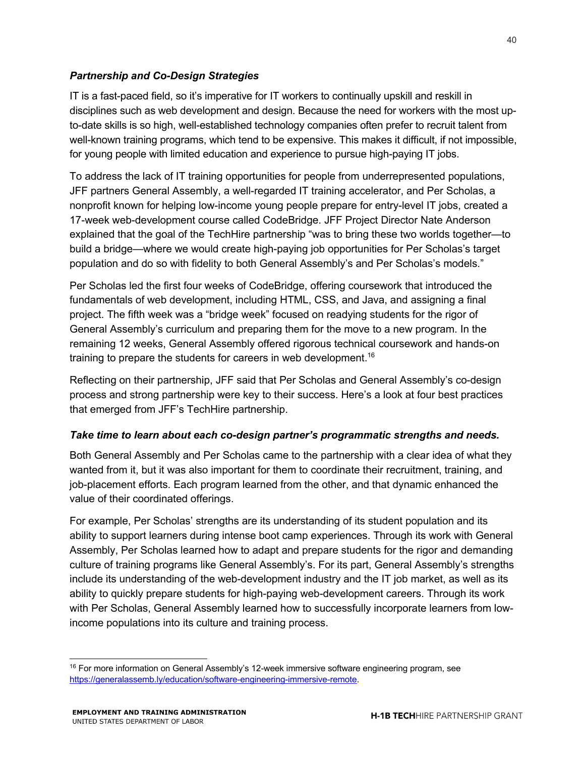### *Partnership and Co-Design Strategies*

IT is a fast-paced field, so it's imperative for IT workers to continually upskill and reskill in disciplines such as web development and design. Because the need for workers with the most up-to-date skills is so high, well-established technology companies often prefer to recruit talent from well-known training programs, which tend to be expensive. This makes it difficult, if not impossible, for young people with limited education and experience to pursue high-paying IT jobs.

To address the lack of IT training opportunities for people from underrepresented populations, JFF partners General Assembly, a well-regarded IT training accelerator, and Per Scholas, a nonprofit known for helping low-income young people prepare for entry-level IT jobs, created a 17-week web-development course called CodeBridge. JFF Project Director Nate Anderson explained that the goal of the TechHire partnership "was to bring these two worlds together—to build a bridge—where we would create high-paying job opportunities for Per Scholas's target population and do so with fidelity to both General Assembly's and Per Scholas's models."

Per Scholas led the first four weeks of CodeBridge, offering coursework that introduced the fundamentals of web development, including HTML, CSS, and Java, and assigning a final project. The fifth week was a "bridge week" focused on readying students for the rigor of General Assembly's curriculum and preparing them for the move to a new program. In the remaining 12 weeks, General Assembly offered rigorous technical coursework and hands-on training to prepare the students for careers in web development.[16]

Reflecting on their partnership, JFF said that Per Scholas and General Assembly's co-design process and strong partnership were key to their success. Here's a look at four best practices that emerged from JFF's TechHire partnership.

#### *Take time to learn about each co-design partner's programmatic strengths and needs.*

Both General Assembly and Per Scholas came to the partnership with a clear idea of what they wanted from it, but it was also important for them to coordinate their recruitment, training, and job-placement efforts. Each program learned from the other, and that dynamic enhanced the value of their coordinated offerings.

For example, Per Scholas' strengths are its understanding of its student population and its ability to support learners during intense boot camp experiences. Through its work with General Assembly, Per Scholas learned how to adapt and prepare students for the rigor and demanding culture of training programs like General Assembly's. For its part, General Assembly's strengths include its understanding of the web-development industry and the IT job market, as well as its ability to quickly prepare students for high-paying web-development careers. Through its work with Per Scholas, General Assembly learned how to successfully incorporate learners from low-income populations into its culture and training process.

---

[16] For more information on General Assembly's 12-week immersive software engineering program, see https://generalassemb.ly/education/software-engineering-immersive-remote.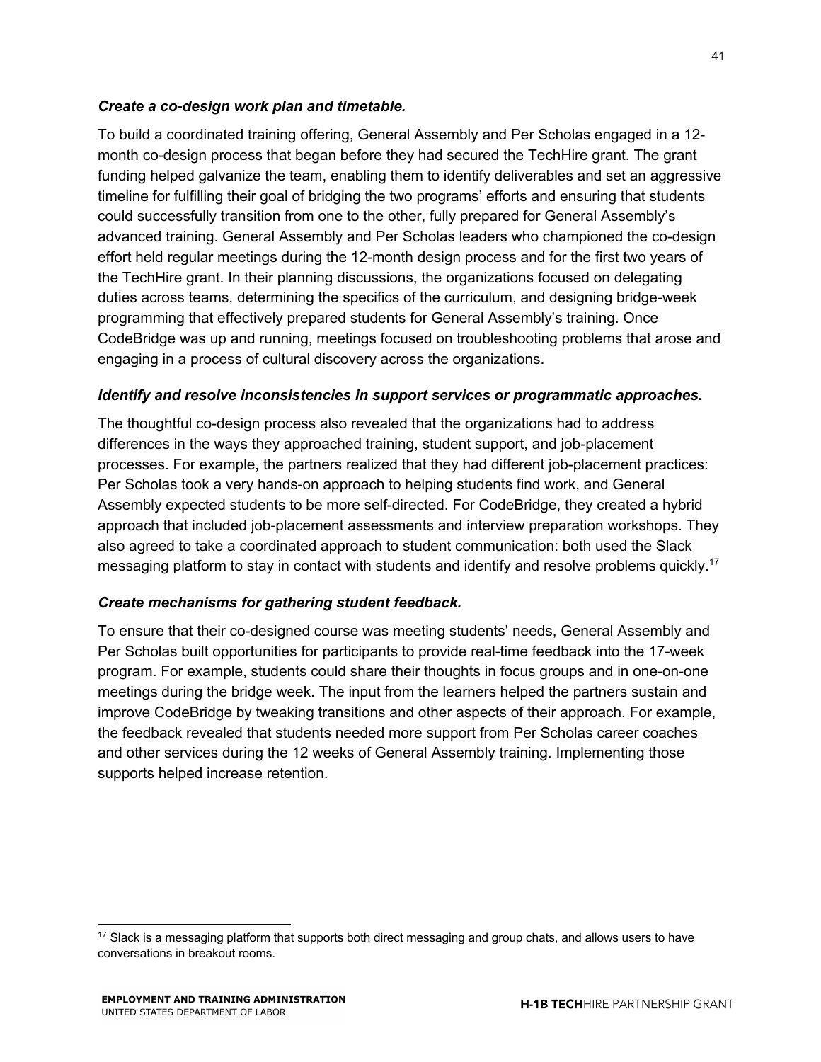### *Create a co-design work plan and timetable.*

To build a coordinated training offering, General Assembly and Per Scholas engaged in a 12-month co-design process that began before they had secured the TechHire grant. The grant funding helped galvanize the team, enabling them to identify deliverables and set an aggressive timeline for fulfilling their goal of bridging the two programs' efforts and ensuring that students could successfully transition from one to the other, fully prepared for General Assembly's advanced training. General Assembly and Per Scholas leaders who championed the co-design effort held regular meetings during the 12-month design process and for the first two years of the TechHire grant. In their planning discussions, the organizations focused on delegating duties across teams, determining the specifics of the curriculum, and designing bridge-week programming that effectively prepared students for General Assembly's training. Once CodeBridge was up and running, meetings focused on troubleshooting problems that arose and engaging in a process of cultural discovery across the organizations.

### *Identify and resolve inconsistencies in support services or programmatic approaches.*

The thoughtful co-design process also revealed that the organizations had to address differences in the ways they approached training, student support, and job-placement processes. For example, the partners realized that they had different job-placement practices: Per Scholas took a very hands-on approach to helping students find work, and General Assembly expected students to be more self-directed. For CodeBridge, they created a hybrid approach that included job-placement assessments and interview preparation workshops. They also agreed to take a coordinated approach to student communication: both used the Slack messaging platform to stay in contact with students and identify and resolve problems quickly.[17]

### *Create mechanisms for gathering student feedback.*

To ensure that their co-designed course was meeting students' needs, General Assembly and Per Scholas built opportunities for participants to provide real-time feedback into the 17-week program. For example, students could share their thoughts in focus groups and in one-on-one meetings during the bridge week. The input from the learners helped the partners sustain and improve CodeBridge by tweaking transitions and other aspects of their approach. For example, the feedback revealed that students needed more support from Per Scholas career coaches and other services during the 12 weeks of General Assembly training. Implementing those supports helped increase retention.

---

[17] Slack is a messaging platform that supports both direct messaging and group chats, and allows users to have conversations in breakout rooms.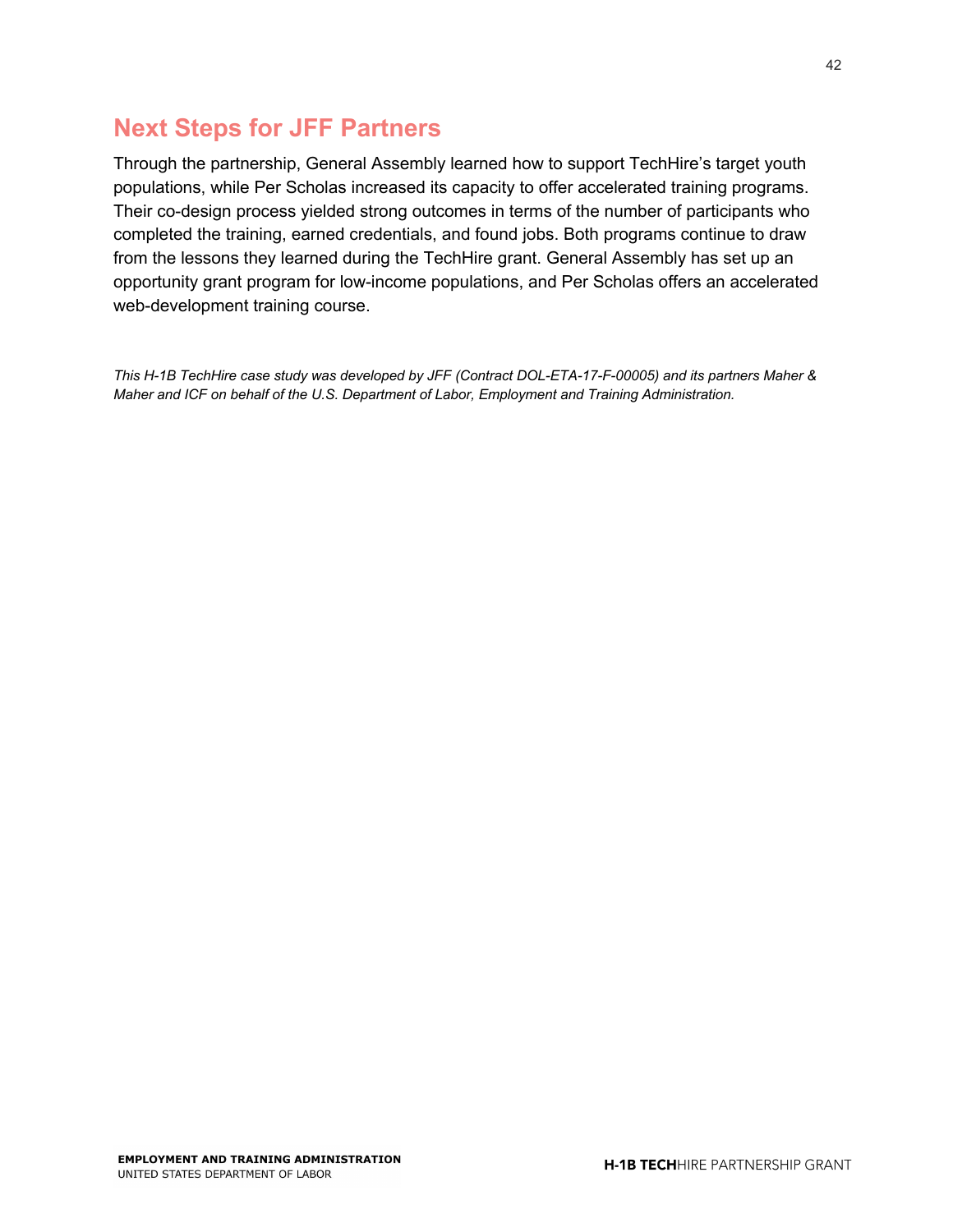## Next Steps for JFF Partners

Through the partnership, General Assembly learned how to support TechHire's target youth populations, while Per Scholas increased its capacity to offer accelerated training programs. Their co-design process yielded strong outcomes in terms of the number of participants who completed the training, earned credentials, and found jobs. Both programs continue to draw from the lessons they learned during the TechHire grant. General Assembly has set up an opportunity grant program for low-income populations, and Per Scholas offers an accelerated web-development training course.

*This H-1B TechHire case study was developed by JFF (Contract DOL-ETA-17-F-00005) and its partners Maher & Maher and ICF on behalf of the U.S. Department of Labor, Employment and Training Administration.*